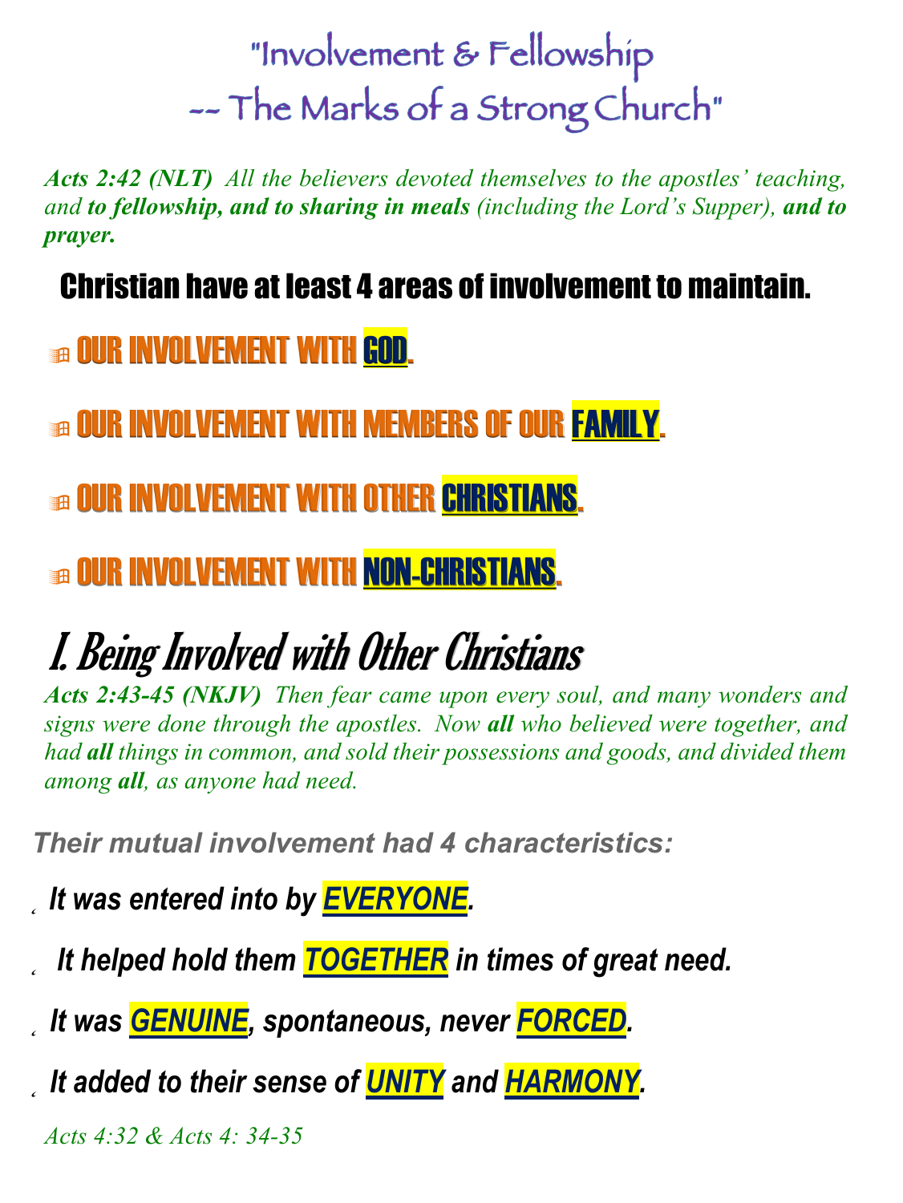# "Involvement & Fellowship -- The Marks of a Strong Church"

***Acts 2:42 (NLT)*** *All the believers devoted themselves to the apostles' teaching, and* ***to fellowship, and to sharing in meals*** *(including the Lord's Supper),* ***and to prayer.***

## Christian have at least 4 areas of involvement to maintain.

- **OUR INVOLVEMENT WITH GOD.**
- **OUR INVOLVEMENT WITH MEMBERS OF OUR FAMILY.**
- **OUR INVOLVEMENT WITH OTHER CHRISTIANS.**
- **OUR INVOLVEMENT WITH NON-CHRISTIANS.**

# I. Being Involved with Other Christians

***Acts 2:43-45 (NKJV)*** *Then fear came upon every soul, and many wonders and signs were done through the apostles. Now* ***all*** *who believed were together, and had* ***all*** *things in common, and sold their possessions and goods, and divided them among* ***all****, as anyone had need.*

***Their mutual involvement had 4 characteristics:***

- ***It was entered into by EVERYONE.***
- ***It helped hold them TOGETHER in times of great need.***
- ***It was GENUINE, spontaneous, never FORCED.***
- ***It added to their sense of UNITY and HARMONY.***

*Acts 4:32 & Acts 4: 34-35*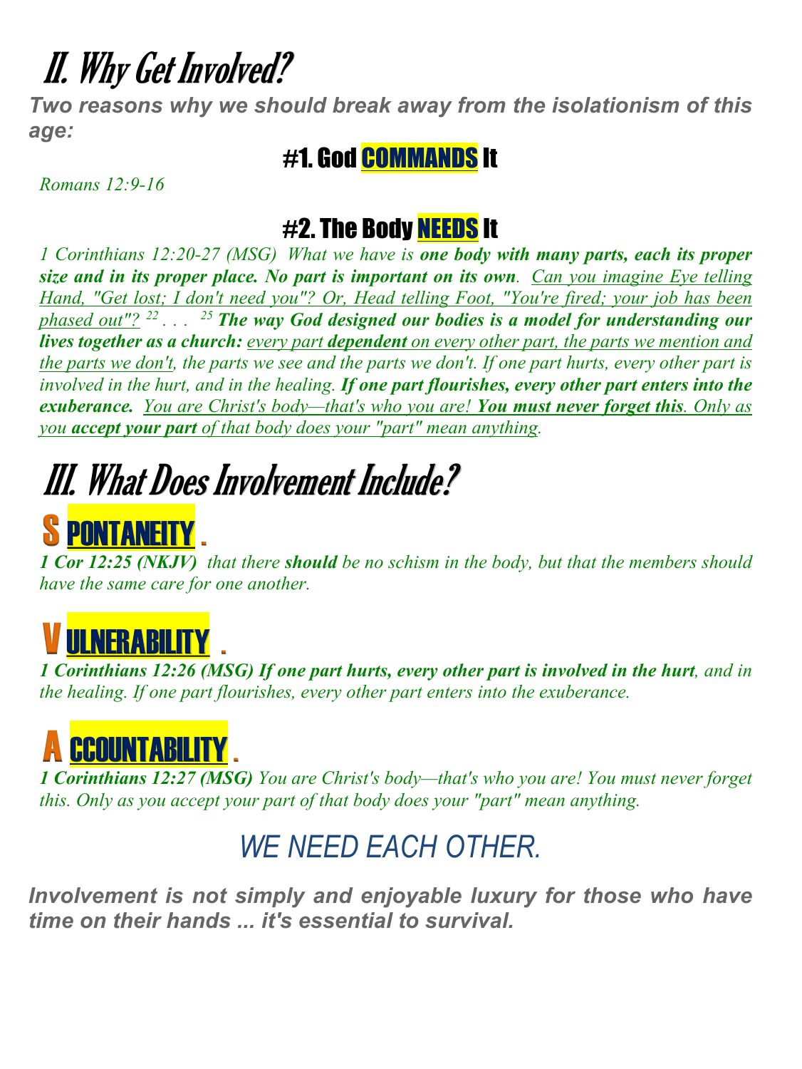# II. Why Get Involved?

***Two reasons why we should break away from the isolationism of this age:***

## #1. God COMMANDS It

*Romans 12:9-16*

## #2. The Body NEEDS It

*1 Corinthians 12:20-27 (MSG) What we have is **one body with many parts, each its proper size and in its proper place. No part is important on its own**. Can you imagine Eye telling Hand, "Get lost; I don't need you"? Or, Head telling Foot, "You're fired; your job has been phased out"?* [22] *. . .* [25] ***The way God designed our bodies is a model for understanding our lives together as a church:** every part **dependent** on every other part, the parts we mention and the parts we don't, the parts we see and the parts we don't. If one part hurts, every other part is involved in the hurt, and in the healing. **If one part flourishes, every other part enters into the exuberance.** You are Christ's body—that's who you are! **You must never forget this**. Only as you **accept your part** of that body does your "part" mean anything.*

# III. What Does Involvement Include?

## S PONTANEITY .

***1 Cor 12:25 (NKJV)** that there **should** be no schism in the body, but that the members should have the same care for one another.*

## V ULNERABILITY .

***1 Corinthians 12:26 (MSG) If one part hurts, every other part is involved in the hurt**, and in the healing. If one part flourishes, every other part enters into the exuberance.*

## A CCOUNTABILITY .

***1 Corinthians 12:27 (MSG)** You are Christ's body—that's who you are! You must never forget this. Only as you accept your part of that body does your "part" mean anything.*

*WE NEED EACH OTHER.*

***Involvement is not simply and enjoyable luxury for those who have time on their hands ... it's essential to survival.***